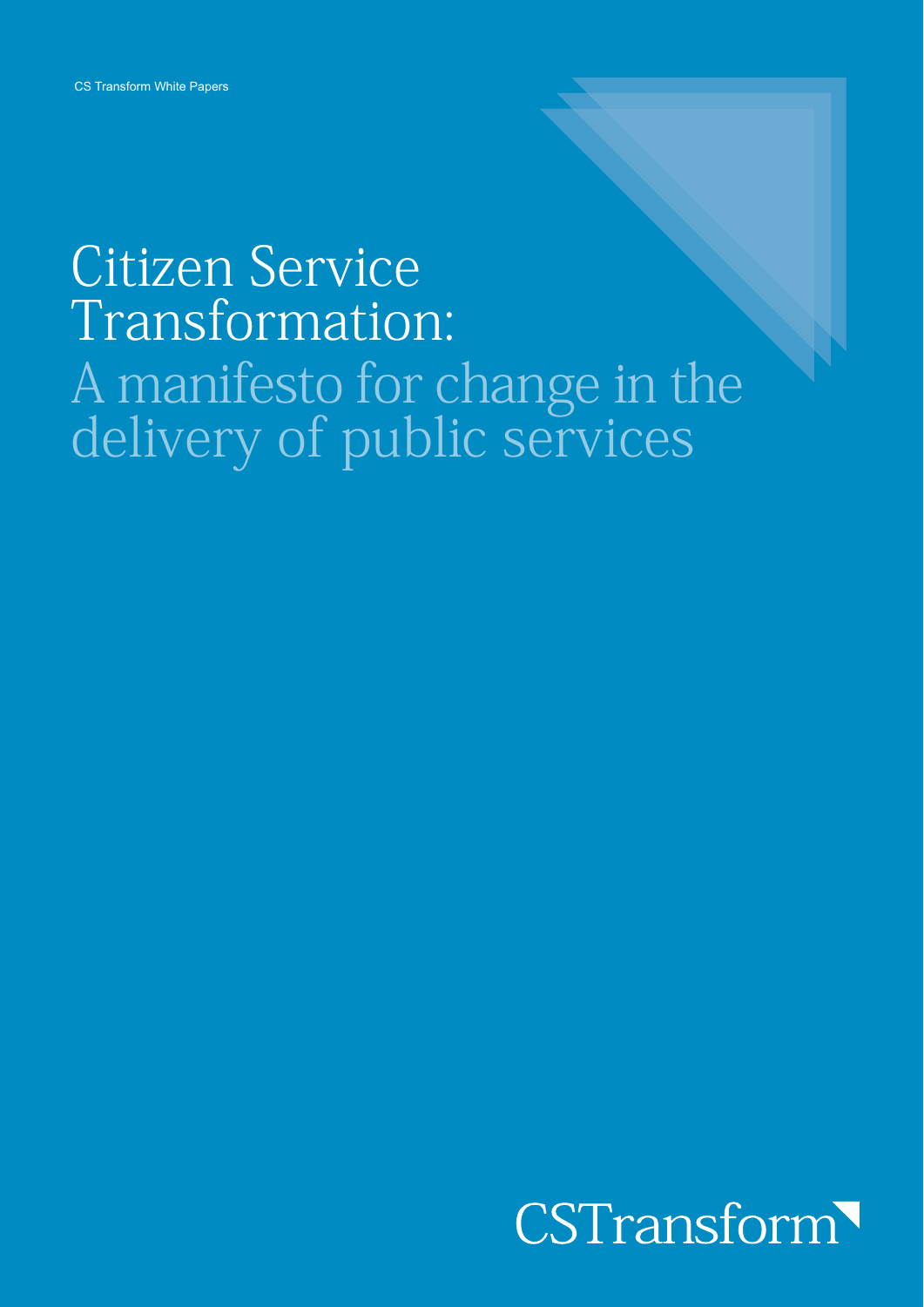CS Transform White Papers

# Citizen Service Transformation:

## A manifesto for change in the delivery of public services

CSTransform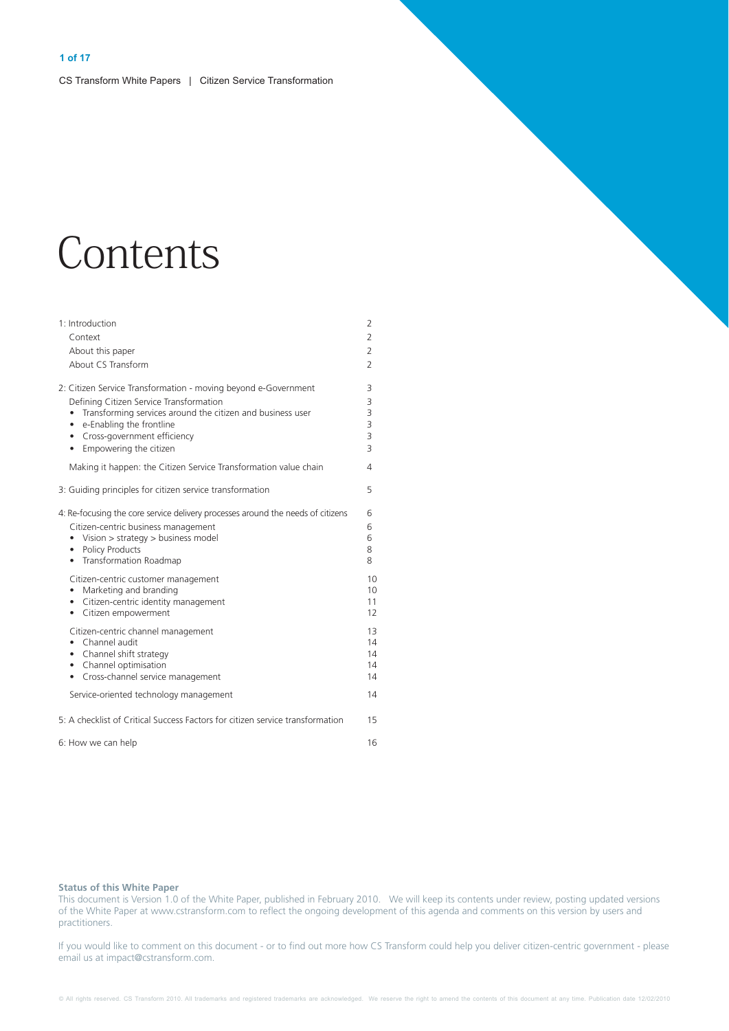# Contents

| | |
|---|---|
| 1: Introduction | 2 |
| Context | 2 |
| About this paper | 2 |
| About CS Transform | 2 |
| 2: Citizen Service Transformation - moving beyond e-Government | 3 |
| Defining Citizen Service Transformation | 3 |
| • Transforming services around the citizen and business user | 3 |
| • e-Enabling the frontline | 3 |
| • Cross-government efficiency | 3 |
| • Empowering the citizen | 3 |
| Making it happen: the Citizen Service Transformation value chain | 4 |
| 3: Guiding principles for citizen service transformation | 5 |
| 4: Re-focusing the core service delivery processes around the needs of citizens | 6 |
| Citizen-centric business management | 6 |
| • Vision > strategy > business model | 6 |
| • Policy Products | 8 |
| • Transformation Roadmap | 8 |
| Citizen-centric customer management | 10 |
| • Marketing and branding | 10 |
| • Citizen-centric identity management | 11 |
| • Citizen empowerment | 12 |
| Citizen-centric channel management | 13 |
| • Channel audit | 14 |
| • Channel shift strategy | 14 |
| • Channel optimisation | 14 |
| • Cross-channel service management | 14 |
| Service-oriented technology management | 14 |
| 5: A checklist of Critical Success Factors for citizen service transformation | 15 |
| 6: How we can help | 16 |

**Status of this White Paper**

This document is Version 1.0 of the White Paper, published in February 2010. We will keep its contents under review, posting updated versions of the White Paper at www.cstransform.com to reflect the ongoing development of this agenda and comments on this version by users and practitioners.

If you would like to comment on this document - or to find out more how CS Transform could help you deliver citizen-centric government - please email us at impact@cstransform.com.

© All rights reserved. CS Transform 2010. All trademarks and registered trademarks are acknowledged. We reserve the right to amend the contents of this document at any time. Publication date 12/02/2010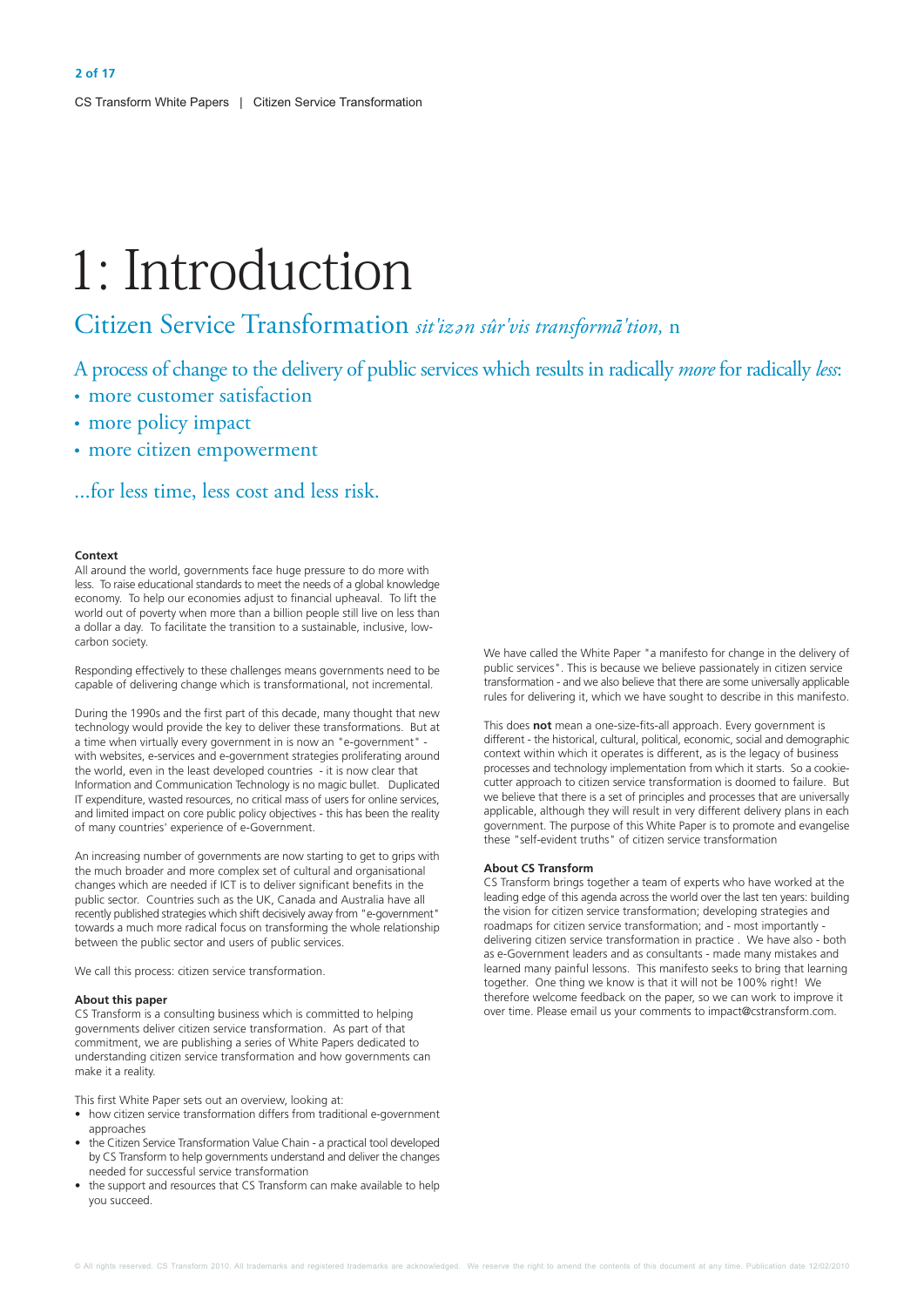# 1: Introduction

## Citizen Service Transformation *sit'izən sûr'vis transformā'tion,* n

A process of change to the delivery of public services which results in radically *more* for radically *less*:

- more customer satisfaction
- more policy impact
- more citizen empowerment

...for less time, less cost and less risk.

### Context

All around the world, governments face huge pressure to do more with less. To raise educational standards to meet the needs of a global knowledge economy. To help our economies adjust to financial upheaval. To lift the world out of poverty when more than a billion people still live on less than a dollar a day. To facilitate the transition to a sustainable, inclusive, low-carbon society.

Responding effectively to these challenges means governments need to be capable of delivering change which is transformational, not incremental.

During the 1990s and the first part of this decade, many thought that new technology would provide the key to deliver these transformations. But at a time when virtually every government in is now an "e-government" - with websites, e-services and e-government strategies proliferating around the world, even in the least developed countries - it is now clear that Information and Communication Technology is no magic bullet. Duplicated IT expenditure, wasted resources, no critical mass of users for online services, and limited impact on core public policy objectives - this has been the reality of many countries' experience of e-Government.

An increasing number of governments are now starting to get to grips with the much broader and more complex set of cultural and organisational changes which are needed if ICT is to deliver significant benefits in the public sector. Countries such as the UK, Canada and Australia have all recently published strategies which shift decisively away from "e-government" towards a much more radical focus on transforming the whole relationship between the public sector and users of public services.

We call this process: citizen service transformation.

### About this paper

CS Transform is a consulting business which is committed to helping governments deliver citizen service transformation. As part of that commitment, we are publishing a series of White Papers dedicated to understanding citizen service transformation and how governments can make it a reality.

This first White Paper sets out an overview, looking at:

- how citizen service transformation differs from traditional e-government approaches
- the Citizen Service Transformation Value Chain - a practical tool developed by CS Transform to help governments understand and deliver the changes needed for successful service transformation
- the support and resources that CS Transform can make available to help you succeed.

We have called the White Paper "a manifesto for change in the delivery of public services". This is because we believe passionately in citizen service transformation - and we also believe that there are some universally applicable rules for delivering it, which we have sought to describe in this manifesto.

This does **not** mean a one-size-fits-all approach. Every government is different - the historical, cultural, political, economic, social and demographic context within which it operates is different, as is the legacy of business processes and technology implementation from which it starts. So a cookie-cutter approach to citizen service transformation is doomed to failure. But we believe that there is a set of principles and processes that are universally applicable, although they will result in very different delivery plans in each government. The purpose of this White Paper is to promote and evangelise these "self-evident truths" of citizen service transformation

### About CS Transform

CS Transform brings together a team of experts who have worked at the leading edge of this agenda across the world over the last ten years: building the vision for citizen service transformation; developing strategies and roadmaps for citizen service transformation; and - most importantly - delivering citizen service transformation in practice . We have also - both as e-Government leaders and as consultants - made many mistakes and learned many painful lessons. This manifesto seeks to bring that learning together. One thing we know is that it will not be 100% right! We therefore welcome feedback on the paper, so we can work to improve it over time. Please email us your comments to impact@cstransform.com.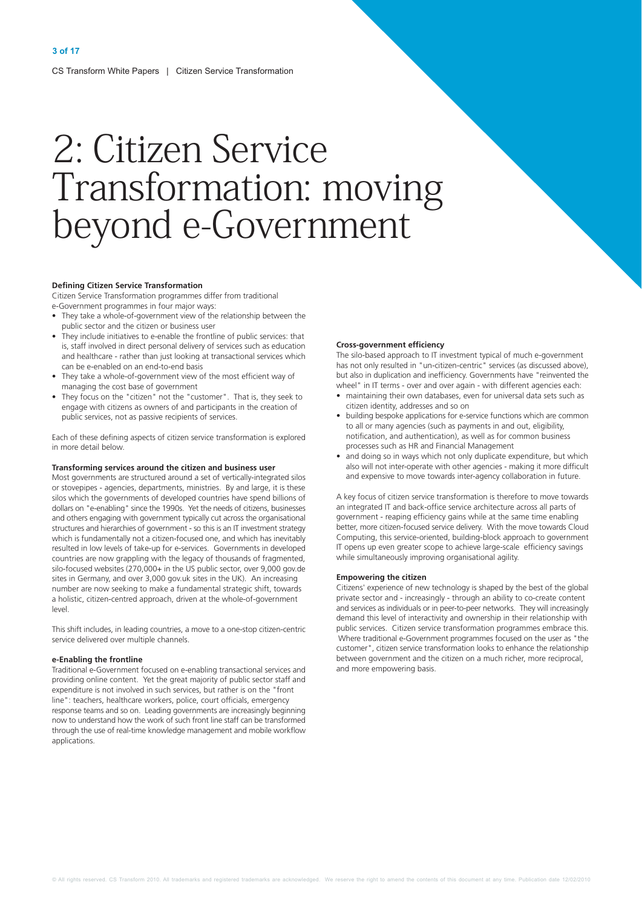# 2: Citizen Service Transformation: moving beyond e-Government

### Defining Citizen Service Transformation

Citizen Service Transformation programmes differ from traditional e-Government programmes in four major ways:

- They take a whole-of-government view of the relationship between the public sector and the citizen or business user
- They include initiatives to e-enable the frontline of public services: that is, staff involved in direct personal delivery of services such as education and healthcare - rather than just looking at transactional services which can be e-enabled on an end-to-end basis
- They take a whole-of-government view of the most efficient way of managing the cost base of government
- They focus on the "citizen" not the "customer". That is, they seek to engage with citizens as owners of and participants in the creation of public services, not as passive recipients of services.

Each of these defining aspects of citizen service transformation is explored in more detail below.

### Transforming services around the citizen and business user

Most governments are structured around a set of vertically-integrated silos or stovepipes - agencies, departments, ministries. By and large, it is these silos which the governments of developed countries have spend billions of dollars on "e-enabling" since the 1990s. Yet the needs of citizens, businesses and others engaging with government typically cut across the organisational structures and hierarchies of government - so this is an IT investment strategy which is fundamentally not a citizen-focused one, and which has inevitably resulted in low levels of take-up for e-services. Governments in developed countries are now grappling with the legacy of thousands of fragmented, silo-focused websites (270,000+ in the US public sector, over 9,000 gov.de sites in Germany, and over 3,000 gov.uk sites in the UK). An increasing number are now seeking to make a fundamental strategic shift, towards a holistic, citizen-centred approach, driven at the whole-of-government level.

This shift includes, in leading countries, a move to a one-stop citizen-centric service delivered over multiple channels.

### e-Enabling the frontline

Traditional e-Government focused on e-enabling transactional services and providing online content. Yet the great majority of public sector staff and expenditure is not involved in such services, but rather is on the "front line": teachers, healthcare workers, police, court officials, emergency response teams and so on. Leading governments are increasingly beginning now to understand how the work of such front line staff can be transformed through the use of real-time knowledge management and mobile workflow applications.

### Cross-government efficiency

The silo-based approach to IT investment typical of much e-government has not only resulted in "un-citizen-centric" services (as discussed above), but also in duplication and inefficiency. Governments have "reinvented the wheel" in IT terms - over and over again - with different agencies each:

- maintaining their own databases, even for universal data sets such as citizen identity, addresses and so on
- building bespoke applications for e-service functions which are common to all or many agencies (such as payments in and out, eligibility, notification, and authentication), as well as for common business processes such as HR and Financial Management
- and doing so in ways which not only duplicate expenditure, but which also will not inter-operate with other agencies - making it more difficult and expensive to move towards inter-agency collaboration in future.

A key focus of citizen service transformation is therefore to move towards an integrated IT and back-office service architecture across all parts of government - reaping efficiency gains while at the same time enabling better, more citizen-focused service delivery. With the move towards Cloud Computing, this service-oriented, building-block approach to government IT opens up even greater scope to achieve large-scale efficiency savings while simultaneously improving organisational agility.

### Empowering the citizen

Citizens' experience of new technology is shaped by the best of the global private sector and - increasingly - through an ability to co-create content and services as individuals or in peer-to-peer networks. They will increasingly demand this level of interactivity and ownership in their relationship with public services. Citizen service transformation programmes embrace this. Where traditional e-Government programmes focused on the user as "the customer", citizen service transformation looks to enhance the relationship between government and the citizen on a much richer, more reciprocal, and more empowering basis.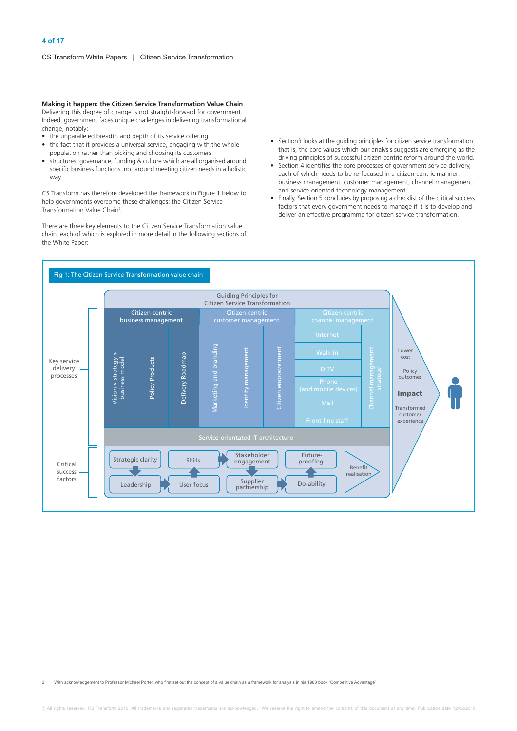**Making it happen: the Citizen Service Transformation Value Chain**
Delivering this degree of change is not straight-forward for government. Indeed, government faces unique challenges in delivering transformational change, notably:

- the unparalleled breadth and depth of its service offering
- the fact that it provides a universal service, engaging with the whole population rather than picking and choosing its customers
- structures, governance, funding & culture which are all organised around specific business functions, not around meeting citizen needs in a holistic way.

CS Transform has therefore developed the framework in Figure 1 below to help governments overcome these challenges: the Citizen Service Transformation Value Chain[2].

There are three key elements to the Citizen Service Transformation value chain, each of which is explored in more detail in the following sections of the White Paper:

- Section3 looks at the guiding principles for citizen service transformation: that is, the core values which our analysis suggests are emerging as the driving principles of successful citizen-centric reform around the world.
- Section 4 identifies the core processes of government service delivery, each of which needs to be re-focused in a citizen-centric manner: business management, customer management, channel management, and service-oriented technology management.
- Finally, Section 5 concludes by proposing a checklist of the critical success factors that every government needs to manage if it is to develop and deliver an effective programme for citizen service transformation.

Fig 1: The Citizen Service Transformation value chain

Guiding Principles for Citizen Service Transformation

Key service delivery processes:

- Citizen-centric business management: Vision > strategy > business model; Policy Products; Delivery Roadmap
- Citizen-centric customer management: Marketing and branding; Identity management; Citizen empowerment
- Citizen-centric channel management: Internet; Walk-in; DiTV; Phone (and mobile devices); Mail; Front-line staff; Channel management strategy
- Service-orientated IT architecture

Critical success factors: Strategic clarity; Leadership; Skills; User focus; Stakeholder engagement; Supplier partnership; Future-proofing; Do-ability; Benefit realisation

Impact: Lower cost; Policy outcomes; Transformed customer experience

2 With acknowledgement to Professor Michael Porter, who first set out the concept of a value chain as a framework for analysis in his 1980 book "Competitive Advantage"

© All rights reserved. CS Transform 2010. All trademarks and registered trademarks are acknowledged. We reserve the right to amend the contents of this document at any time. Publication date 12/02/2010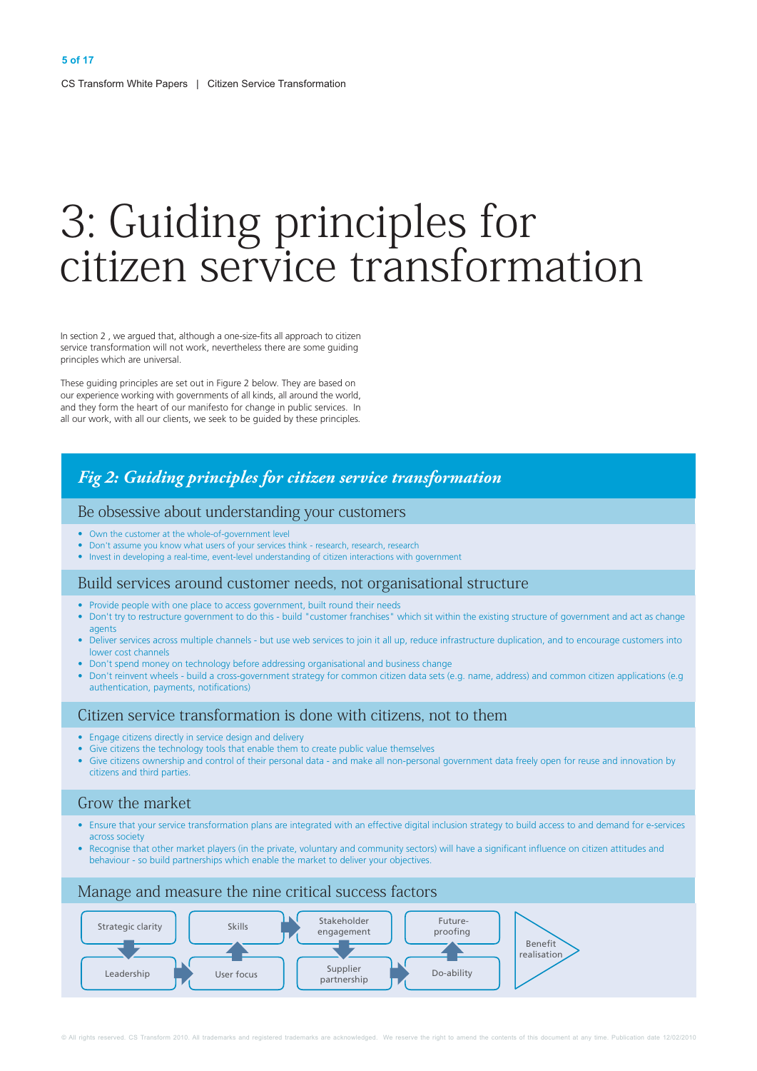# 3: Guiding principles for citizen service transformation

In section 2 , we argued that, although a one-size-fits all approach to citizen service transformation will not work, nevertheless there are some guiding principles which are universal.

These guiding principles are set out in Figure 2 below. They are based on our experience working with governments of all kinds, all around the world, and they form the heart of our manifesto for change in public services. In all our work, with all our clients, we seek to be guided by these principles.

## *Fig 2: Guiding principles for citizen service transformation*

### Be obsessive about understanding your customers

- Own the customer at the whole-of-government level
- Don't assume you know what users of your services think - research, research, research
- Invest in developing a real-time, event-level understanding of citizen interactions with government

### Build services around customer needs, not organisational structure

- Provide people with one place to access government, built round their needs
- Don't try to restructure government to do this - build "customer franchises" which sit within the existing structure of government and act as change agents
- Deliver services across multiple channels - but use web services to join it all up, reduce infrastructure duplication, and to encourage customers into lower cost channels
- Don't spend money on technology before addressing organisational and business change
- Don't reinvent wheels - build a cross-government strategy for common citizen data sets (e.g. name, address) and common citizen applications (e.g authentication, payments, notifications)

### Citizen service transformation is done with citizens, not to them

- Engage citizens directly in service design and delivery
- Give citizens the technology tools that enable them to create public value themselves
- Give citizens ownership and control of their personal data - and make all non-personal government data freely open for reuse and innovation by citizens and third parties.

### Grow the market

- Ensure that your service transformation plans are integrated with an effective digital inclusion strategy to build access to and demand for e-services across society
- Recognise that other market players (in the private, voluntary and community sectors) will have a significant influence on citizen attitudes and behaviour - so build partnerships which enable the market to deliver your objectives.

### Manage and measure the nine critical success factors

Strategic clarity → Leadership → User focus → Skills → Stakeholder engagement → Supplier partnership → Do-ability → Future-proofing → Benefit realisation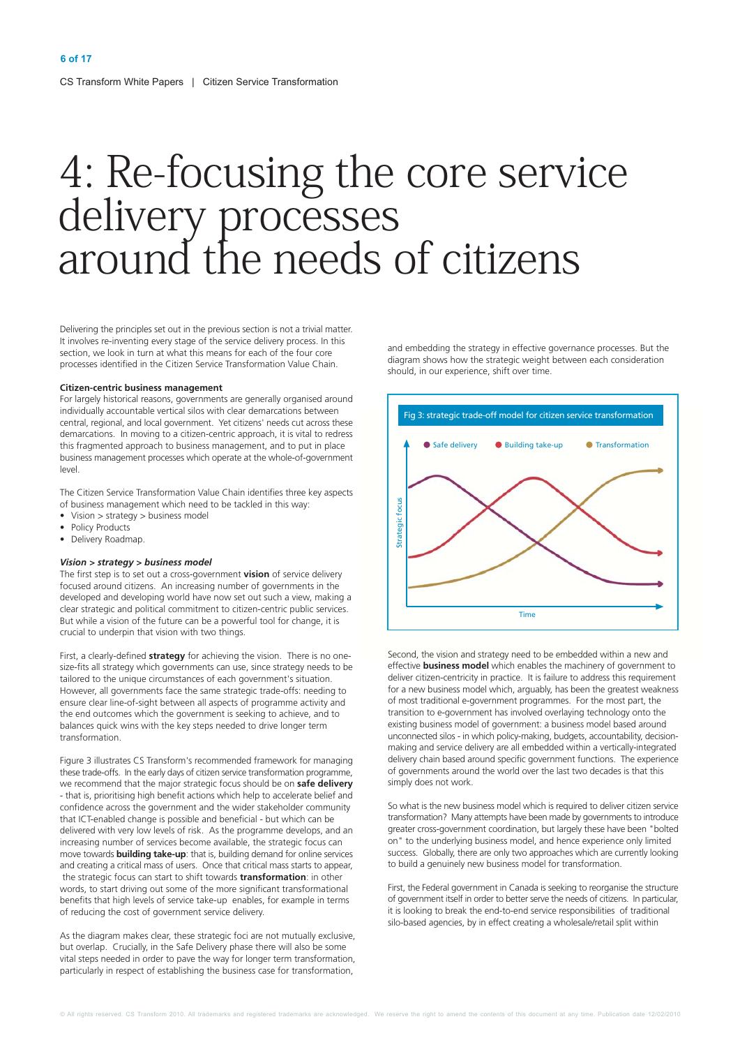# 4: Re-focusing the core service delivery processes around the needs of citizens

Delivering the principles set out in the previous section is not a trivial matter. It involves re-inventing every stage of the service delivery process. In this section, we look in turn at what this means for each of the four core processes identified in the Citizen Service Transformation Value Chain.

**Citizen-centric business management**

For largely historical reasons, governments are generally organised around individually accountable vertical silos with clear demarcations between central, regional, and local government. Yet citizens' needs cut across these demarcations. In moving to a citizen-centric approach, it is vital to redress this fragmented approach to business management, and to put in place business management processes which operate at the whole-of-government level.

The Citizen Service Transformation Value Chain identifies three key aspects of business management which need to be tackled in this way:

- Vision > strategy > business model
- Policy Products
- Delivery Roadmap.

***Vision > strategy > business model***

The first step is to set out a cross-government **vision** of service delivery focused around citizens. An increasing number of governments in the developed and developing world have now set out such a view, making a clear strategic and political commitment to citizen-centric public services. But while a vision of the future can be a powerful tool for change, it is crucial to underpin that vision with two things.

First, a clearly-defined **strategy** for achieving the vision. There is no one-size-fits all strategy which governments can use, since strategy needs to be tailored to the unique circumstances of each government's situation. However, all governments face the same strategic trade-offs: needing to ensure clear line-of-sight between all aspects of programme activity and the end outcomes which the government is seeking to achieve, and to balances quick wins with the key steps needed to drive longer term transformation.

Figure 3 illustrates CS Transform's recommended framework for managing these trade-offs. In the early days of citizen service transformation programme, we recommend that the major strategic focus should be on **safe delivery** - that is, prioritising high benefit actions which help to accelerate belief and confidence across the government and the wider stakeholder community that ICT-enabled change is possible and beneficial - but which can be delivered with very low levels of risk. As the programme develops, and an increasing number of services become available, the strategic focus can move towards **building take-up**: that is, building demand for online services and creating a critical mass of users. Once that critical mass starts to appear, the strategic focus can start to shift towards **transformation**: in other words, to start driving out some of the more significant transformational benefits that high levels of service take-up enables, for example in terms of reducing the cost of government service delivery.

As the diagram makes clear, these strategic foci are not mutually exclusive, but overlap. Crucially, in the Safe Delivery phase there will also be some vital steps needed in order to pave the way for longer term transformation, particularly in respect of establishing the business case for transformation, and embedding the strategy in effective governance processes. But the diagram shows how the strategic weight between each consideration should, in our experience, shift over time.

Fig 3: strategic trade-off model for citizen service transformation

Second, the vision and strategy need to be embedded within a new and effective **business model** which enables the machinery of government to deliver citizen-centricity in practice. It is failure to address this requirement for a new business model which, arguably, has been the greatest weakness of most traditional e-government programmes. For the most part, the transition to e-government has involved overlaying technology onto the existing business model of government: a business model based around unconnected silos - in which policy-making, budgets, accountability, decision-making and service delivery are all embedded within a vertically-integrated delivery chain based around specific government functions. The experience of governments around the world over the last two decades is that this simply does not work.

So what is the new business model which is required to deliver citizen service transformation? Many attempts have been made by governments to introduce greater cross-government coordination, but largely these have been "bolted on" to the underlying business model, and hence experience only limited success. Globally, there are only two approaches which are currently looking to build a genuinely new business model for transformation.

First, the Federal government in Canada is seeking to reorganise the structure of government itself in order to better serve the needs of citizens. In particular, it is looking to break the end-to-end service responsibilities of traditional silo-based agencies, by in effect creating a wholesale/retail split within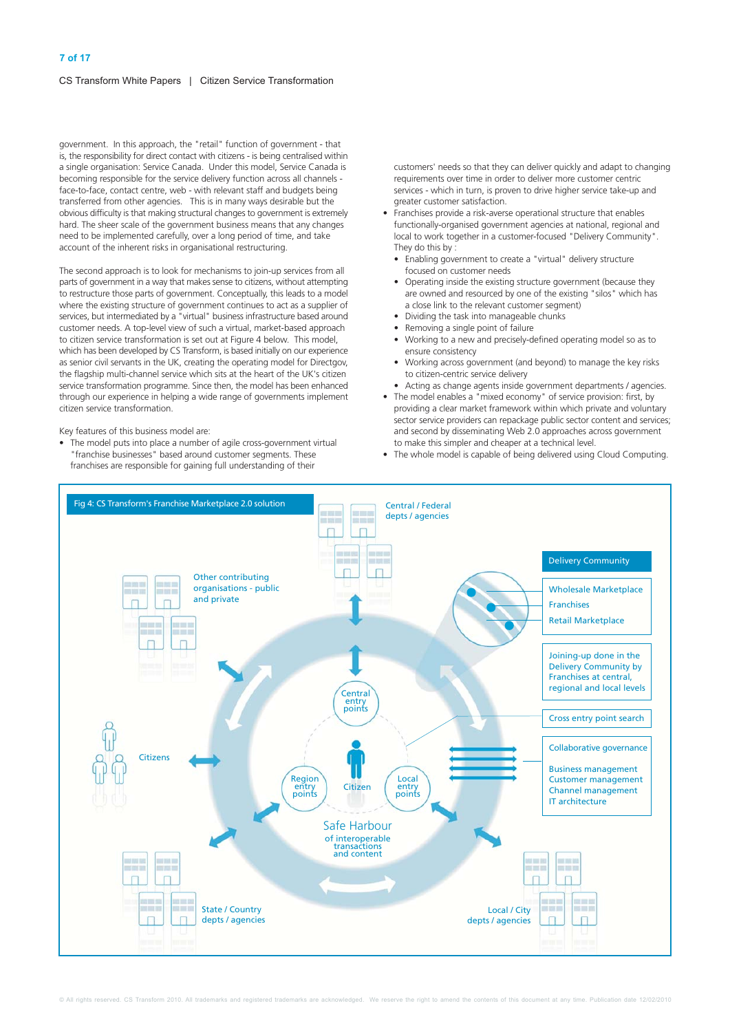government. In this approach, the "retail" function of government - that is, the responsibility for direct contact with citizens - is being centralised within a single organisation: Service Canada. Under this model, Service Canada is becoming responsible for the service delivery function across all channels - face-to-face, contact centre, web - with relevant staff and budgets being transferred from other agencies. This is in many ways desirable but the obvious difficulty is that making structural changes to government is extremely hard. The sheer scale of the government business means that any changes need to be implemented carefully, over a long period of time, and take account of the inherent risks in organisational restructuring.

The second approach is to look for mechanisms to join-up services from all parts of government in a way that makes sense to citizens, without attempting to restructure those parts of government. Conceptually, this leads to a model where the existing structure of government continues to act as a supplier of services, but intermediated by a "virtual" business infrastructure based around customer needs. A top-level view of such a virtual, market-based approach to citizen service transformation is set out at Figure 4 below. This model, which has been developed by CS Transform, is based initially on our experience as senior civil servants in the UK, creating the operating model for Directgov, the flagship multi-channel service which sits at the heart of the UK's citizen service transformation programme. Since then, the model has been enhanced through our experience in helping a wide range of governments implement citizen service transformation.

Key features of this business model are:

- The model puts into place a number of agile cross-government virtual "franchise businesses" based around customer segments. These franchises are responsible for gaining full understanding of their customers' needs so that they can deliver quickly and adapt to changing requirements over time in order to deliver more customer centric services - which in turn, is proven to drive higher service take-up and greater customer satisfaction.
- Franchises provide a risk-averse operational structure that enables functionally-organised government agencies at national, regional and local to work together in a customer-focused "Delivery Community". They do this by :
  - Enabling government to create a "virtual" delivery structure focused on customer needs
  - Operating inside the existing structure government (because they are owned and resourced by one of the existing "silos" which has a close link to the relevant customer segment)
  - Dividing the task into manageable chunks
  - Removing a single point of failure
  - Working to a new and precisely-defined operating model so as to ensure consistency
  - Working across government (and beyond) to manage the key risks to citizen-centric service delivery
  - Acting as change agents inside government departments / agencies.
- The model enables a "mixed economy" of service provision: first, by providing a clear market framework within which private and voluntary sector service providers can repackage public sector content and services; and second by disseminating Web 2.0 approaches across government to make this simpler and cheaper at a technical level.
- The whole model is capable of being delivered using Cloud Computing.

Fig 4: CS Transform's Franchise Marketplace 2.0 solution

Central / Federal depts / agencies

Other contributing organisations - public and private

Delivery Community

Wholesale Marketplace
Franchises
Retail Marketplace

Joining-up done in the Delivery Community by Franchises at central, regional and local levels

Cross entry point search

Collaborative governance

Business management
Customer management
Channel management
IT architecture

Central entry points

Citizens

Region entry points

Citizen

Local entry points

Safe Harbour of interoperable transactions and content

State / Country depts / agencies

Local / City depts / agencies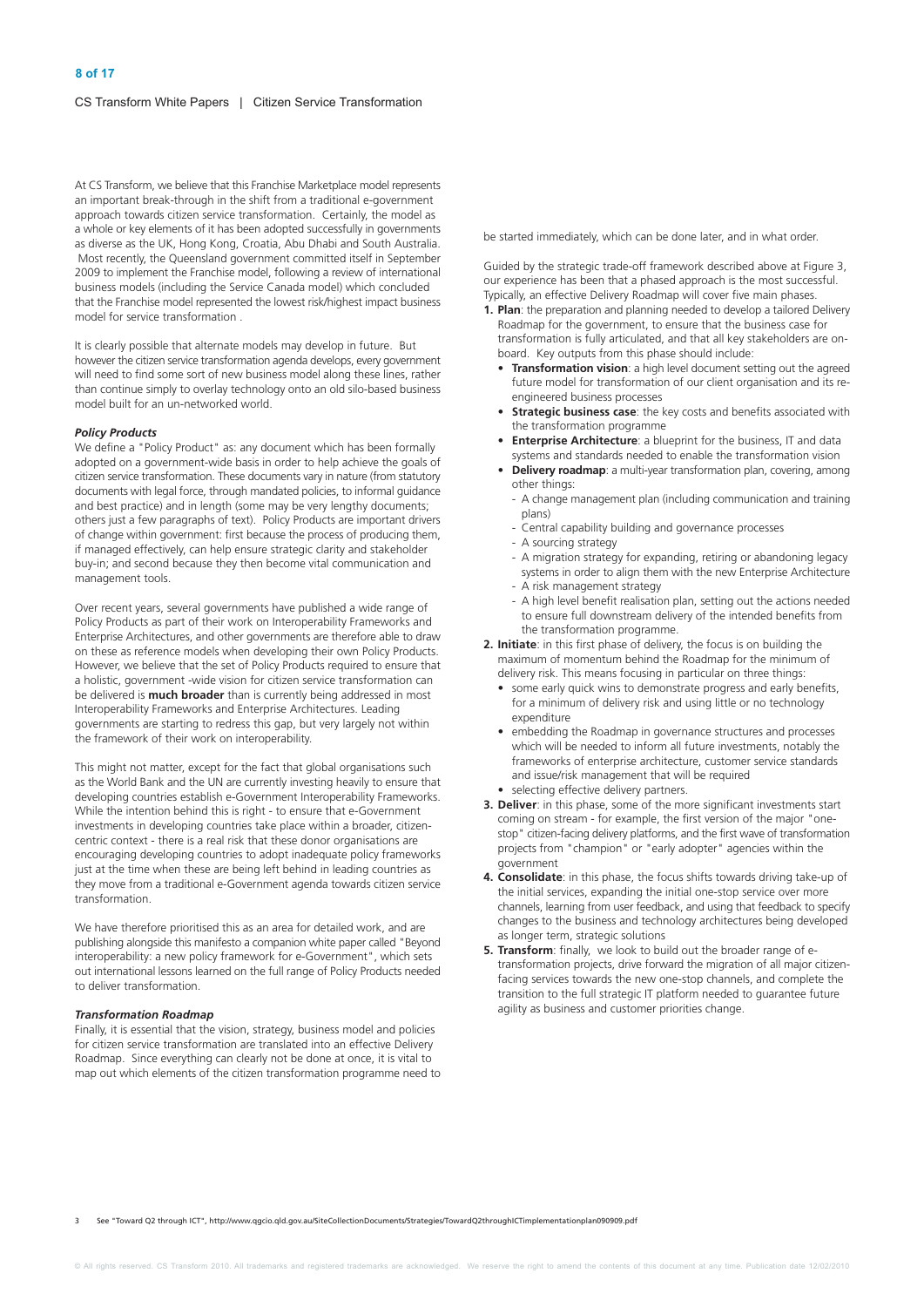At CS Transform, we believe that this Franchise Marketplace model represents an important break-through in the shift from a traditional e-government approach towards citizen service transformation. Certainly, the model as a whole or key elements of it has been adopted successfully in governments as diverse as the UK, Hong Kong, Croatia, Abu Dhabi and South Australia. Most recently, the Queensland government committed itself in September 2009 to implement the Franchise model, following a review of international business models (including the Service Canada model) which concluded that the Franchise model represented the lowest risk/highest impact business model for service transformation .

It is clearly possible that alternate models may develop in future. But however the citizen service transformation agenda develops, every government will need to find some sort of new business model along these lines, rather than continue simply to overlay technology onto an old silo-based business model built for an un-networked world.

***Policy Products***

We define a "Policy Product" as: any document which has been formally adopted on a government-wide basis in order to help achieve the goals of citizen service transformation. These documents vary in nature (from statutory documents with legal force, through mandated policies, to informal guidance and best practice) and in length (some may be very lengthy documents; others just a few paragraphs of text). Policy Products are important drivers of change within government: first because the process of producing them, if managed effectively, can help ensure strategic clarity and stakeholder buy-in; and second because they then become vital communication and management tools.

Over recent years, several governments have published a wide range of Policy Products as part of their work on Interoperability Frameworks and Enterprise Architectures, and other governments are therefore able to draw on these as reference models when developing their own Policy Products. However, we believe that the set of Policy Products required to ensure that a holistic, government -wide vision for citizen service transformation can be delivered is **much broader** than is currently being addressed in most Interoperability Frameworks and Enterprise Architectures. Leading governments are starting to redress this gap, but very largely not within the framework of their work on interoperability.

This might not matter, except for the fact that global organisations such as the World Bank and the UN are currently investing heavily to ensure that developing countries establish e-Government Interoperability Frameworks. While the intention behind this is right - to ensure that e-Government investments in developing countries take place within a broader, citizen-centric context - there is a real risk that these donor organisations are encouraging developing countries to adopt inadequate policy frameworks just at the time when these are being left behind in leading countries as they move from a traditional e-Government agenda towards citizen service transformation.

We have therefore prioritised this as an area for detailed work, and are publishing alongside this manifesto a companion white paper called "Beyond interoperability: a new policy framework for e-Government", which sets out international lessons learned on the full range of Policy Products needed to deliver transformation.

***Transformation Roadmap***

Finally, it is essential that the vision, strategy, business model and policies for citizen service transformation are translated into an effective Delivery Roadmap. Since everything can clearly not be done at once, it is vital to map out which elements of the citizen transformation programme need to be started immediately, which can be done later, and in what order.

Guided by the strategic trade-off framework described above at Figure 3, our experience has been that a phased approach is the most successful. Typically, an effective Delivery Roadmap will cover five main phases.

1. **Plan**: the preparation and planning needed to develop a tailored Delivery Roadmap for the government, to ensure that the business case for transformation is fully articulated, and that all key stakeholders are on-board. Key outputs from this phase should include:
   - **Transformation vision**: a high level document setting out the agreed future model for transformation of our client organisation and its re-engineered business processes
   - **Strategic business case**: the key costs and benefits associated with the transformation programme
   - **Enterprise Architecture**: a blueprint for the business, IT and data systems and standards needed to enable the transformation vision
   - **Delivery roadmap**: a multi-year transformation plan, covering, among other things:
     - A change management plan (including communication and training plans)
     - Central capability building and governance processes
     - A sourcing strategy
     - A migration strategy for expanding, retiring or abandoning legacy systems in order to align them with the new Enterprise Architecture
     - A risk management strategy
     - A high level benefit realisation plan, setting out the actions needed to ensure full downstream delivery of the intended benefits from the transformation programme.
2. **Initiate**: in this first phase of delivery, the focus is on building the maximum of momentum behind the Roadmap for the minimum of delivery risk. This means focusing in particular on three things:
   - some early quick wins to demonstrate progress and early benefits, for a minimum of delivery risk and using little or no technology expenditure
   - embedding the Roadmap in governance structures and processes which will be needed to inform all future investments, notably the frameworks of enterprise architecture, customer service standards and issue/risk management that will be required
   - selecting effective delivery partners.
3. **Deliver**: in this phase, some of the more significant investments start coming on stream - for example, the first version of the major "one-stop" citizen-facing delivery platforms, and the first wave of transformation projects from "champion" or "early adopter" agencies within the government
4. **Consolidate**: in this phase, the focus shifts towards driving take-up of the initial services, expanding the initial one-stop service over more channels, learning from user feedback, and using that feedback to specify changes to the business and technology architectures being developed as longer term, strategic solutions
5. **Transform**: finally, we look to build out the broader range of e-transformation projects, drive forward the migration of all major citizen-facing services towards the new one-stop channels, and complete the transition to the full strategic IT platform needed to guarantee future agility as business and customer priorities change.

3 See "Toward Q2 through ICT", http://www.qgcio.qld.gov.au/SiteCollectionDocuments/Strategies/TowardQ2throughICTimplementationplan090909.pdf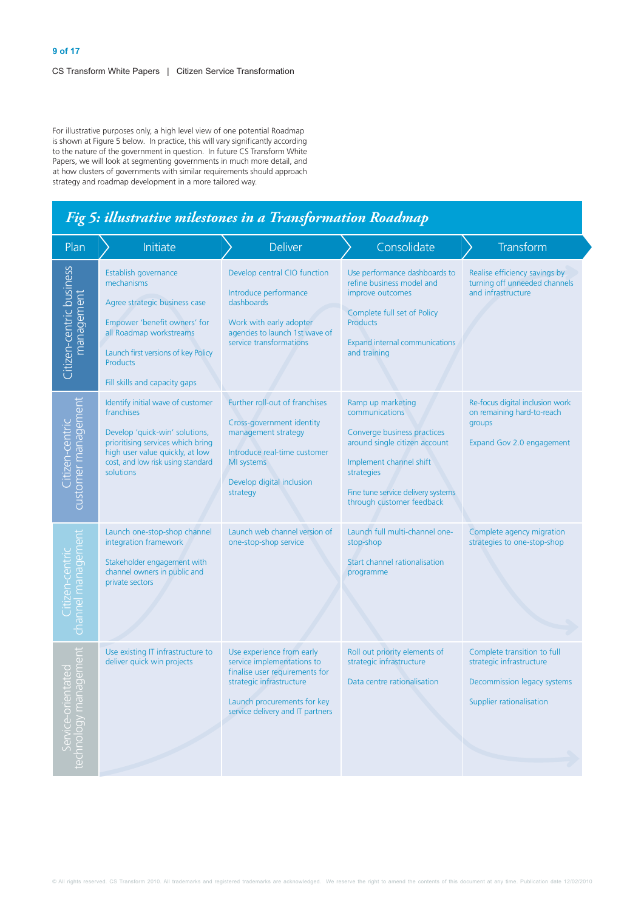For illustrative purposes only, a high level view of one potential Roadmap is shown at Figure 5 below. In practice, this will vary significantly according to the nature of the government in question. In future CS Transform White Papers, we will look at segmenting governments in much more detail, and at how clusters of governments with similar requirements should approach strategy and roadmap development in a more tailored way.

## *Fig 5: illustrative milestones in a Transformation Roadmap*

| Plan | Initiate | Deliver | Consolidate | Transform |
|---|---|---|---|---|
| Citizen-centric business management | Establish governance mechanisms<br><br>Agree strategic business case<br><br>Empower 'benefit owners' for all Roadmap workstreams<br><br>Launch first versions of key Policy Products<br><br>Fill skills and capacity gaps | Develop central CIO function<br><br>Introduce performance dashboards<br><br>Work with early adopter agencies to launch 1st wave of service transformations | Use performance dashboards to refine business model and improve outcomes<br><br>Complete full set of Policy Products<br><br>Expand internal communications and training | Realise efficiency savings by turning off unneeded channels and infrastructure |
| Citizen-centric customer management | Identify initial wave of customer franchises<br><br>Develop 'quick-win' solutions, prioritising services which bring high user value quickly, at low cost, and low risk using standard solutions | Further roll-out of franchises<br><br>Cross-government identity management strategy<br><br>Introduce real-time customer MI systems<br><br>Develop digital inclusion strategy | Ramp up marketing communications<br><br>Converge business practices around single citizen account<br><br>Implement channel shift strategies<br><br>Fine tune service delivery systems through customer feedback | Re-focus digital inclusion work on remaining hard-to-reach groups<br><br>Expand Gov 2.0 engagement |
| Citizen-centric channel management | Launch one-stop-shop channel integration framework<br><br>Stakeholder engagement with channel owners in public and private sectors | Launch web channel version of one-stop-shop service | Launch full multi-channel one-stop-shop<br><br>Start channel rationalisation programme | Complete agency migration strategies to one-stop-shop |
| Service-orientated technology management | Use existing IT infrastructure to deliver quick win projects | Use experience from early service implementations to finalise user requirements for strategic infrastructure<br><br>Launch procurements for key service delivery and IT partners | Roll out priority elements of strategic infrastructure<br><br>Data centre rationalisation | Complete transition to full strategic infrastructure<br><br>Decommission legacy systems<br><br>Supplier rationalisation |

© All rights reserved. CS Transform 2010. All trademarks and registered trademarks are acknowledged. We reserve the right to amend the contents of this document at any time. Publication date 12/02/2010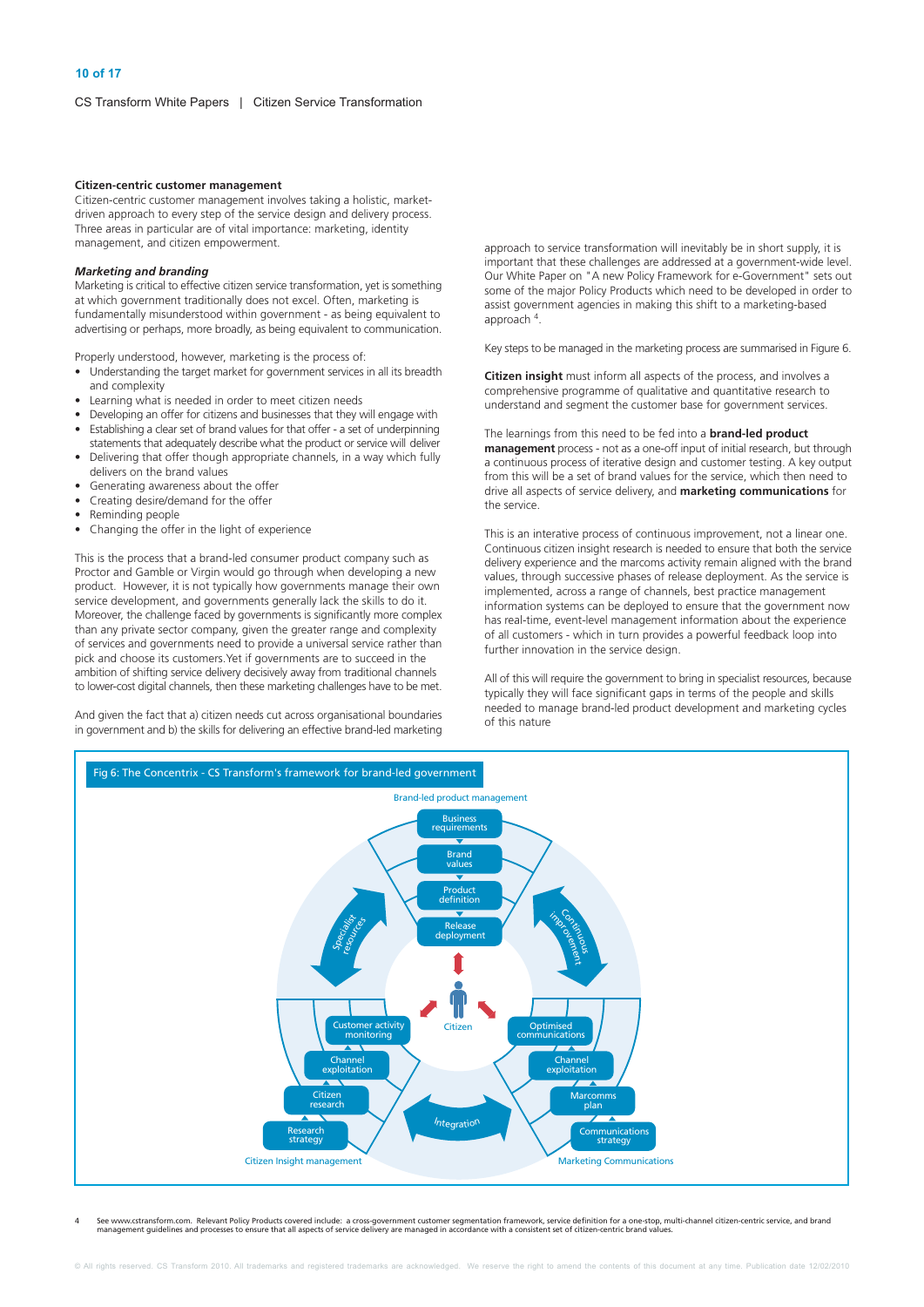### Citizen-centric customer management

Citizen-centric customer management involves taking a holistic, market-driven approach to every step of the service design and delivery process. Three areas in particular are of vital importance: marketing, identity management, and citizen empowerment.

#### *Marketing and branding*

Marketing is critical to effective citizen service transformation, yet is something at which government traditionally does not excel. Often, marketing is fundamentally misunderstood within government - as being equivalent to advertising or perhaps, more broadly, as being equivalent to communication.

Properly understood, however, marketing is the process of:

- Understanding the target market for government services in all its breadth and complexity
- Learning what is needed in order to meet citizen needs
- Developing an offer for citizens and businesses that they will engage with
- Establishing a clear set of brand values for that offer - a set of underpinning statements that adequately describe what the product or service will deliver
- Delivering that offer though appropriate channels, in a way which fully delivers on the brand values
- Generating awareness about the offer
- Creating desire/demand for the offer
- Reminding people
- Changing the offer in the light of experience

This is the process that a brand-led consumer product company such as Proctor and Gamble or Virgin would go through when developing a new product. However, it is not typically how governments manage their own service development, and governments generally lack the skills to do it. Moreover, the challenge faced by governments is significantly more complex than any private sector company, given the greater range and complexity of services and governments need to provide a universal service rather than pick and choose its customers. Yet if governments are to succeed in the ambition of shifting service delivery decisively away from traditional channels to lower-cost digital channels, then these marketing challenges have to be met.

And given the fact that a) citizen needs cut across organisational boundaries in government and b) the skills for delivering an effective brand-led marketing approach to service transformation will inevitably be in short supply, it is important that these challenges are addressed at a government-wide level. Our White Paper on "A new Policy Framework for e-Government" sets out some of the major Policy Products which need to be developed in order to assist government agencies in making this shift to a marketing-based approach [4].

Key steps to be managed in the marketing process are summarised in Figure 6.

**Citizen insight** must inform all aspects of the process, and involves a comprehensive programme of qualitative and quantitative research to understand and segment the customer base for government services.

The learnings from this need to be fed into a **brand-led product management** process - not as a one-off input of initial research, but through a continuous process of iterative design and customer testing. A key output from this will be a set of brand values for the service, which then need to drive all aspects of service delivery, and **marketing communications** for the service.

This is an interative process of continuous improvement, not a linear one. Continuous citizen insight research is needed to ensure that both the service delivery experience and the marcoms activity remain aligned with the brand values, through successive phases of release deployment. As the service is implemented, across a range of channels, best practice management information systems can be deployed to ensure that the government now has real-time, event-level management information about the experience of all customers - which in turn provides a powerful feedback loop into further innovation in the service design.

All of this will require the government to bring in specialist resources, because typically they will face significant gaps in terms of the people and skills needed to manage brand-led product development and marketing cycles of this nature

Fig 6: The Concentrix - CS Transform's framework for brand-led government

Brand-led product management: Business requirements → Brand values → Product definition → Release deployment

Citizen Insight management: Research strategy → Citizen research → Channel exploitation → Customer activity monitoring

Marketing Communications: Communications strategy → Marcomms plan → Channel exploitation → Optimised communications

Citizen; Specialist resources; Continuous improvement; Integration

[4] See www.cstransform.com. Relevant Policy Products covered include: a cross-government customer segmentation framework, service definition for a one-stop, multi-channel citizen-centric service, and brand management guidelines and processes to ensure that all aspects of service delivery are managed in accordance with a consistent set of citizen-centric brand values.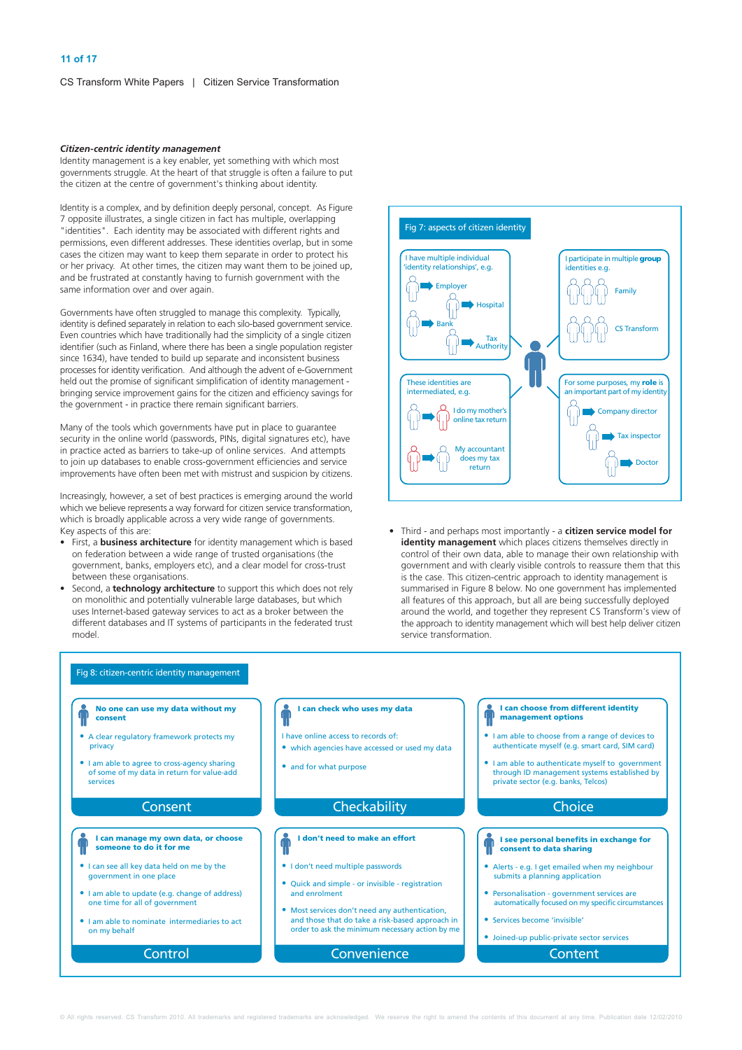***Citizen-centric identity management***

Identity management is a key enabler, yet something with which most governments struggle. At the heart of that struggle is often a failure to put the citizen at the centre of government's thinking about identity.

Identity is a complex, and by definition deeply personal, concept. As Figure 7 opposite illustrates, a single citizen in fact has multiple, overlapping "identities". Each identity may be associated with different rights and permissions, even different addresses. These identities overlap, but in some cases the citizen may want to keep them separate in order to protect his or her privacy. At other times, the citizen may want them to be joined up, and be frustrated at constantly having to furnish government with the same information over and over again.

Governments have often struggled to manage this complexity. Typically, identity is defined separately in relation to each silo-based government service. Even countries which have traditionally had the simplicity of a single citizen identifier (such as Finland, where there has been a single population register since 1634), have tended to build up separate and inconsistent business processes for identity verification. And although the advent of e-Government held out the promise of significant simplification of identity management - bringing service improvement gains for the citizen and efficiency savings for the government - in practice there remain significant barriers.

Many of the tools which governments have put in place to guarantee security in the online world (passwords, PINs, digital signatures etc), have in practice acted as barriers to take-up of online services. And attempts to join up databases to enable cross-government efficiencies and service improvements have often been met with mistrust and suspicion by citizens.

Increasingly, however, a set of best practices is emerging around the world which we believe represents a way forward for citizen service transformation, which is broadly applicable across a very wide range of governments. Key aspects of this are:

- First, a **business architecture** for identity management which is based on federation between a wide range of trusted organisations (the government, banks, employers etc), and a clear model for cross-trust between these organisations.
- Second, a **technology architecture** to support this which does not rely on monolithic and potentially vulnerable large databases, but which uses Internet-based gateway services to act as a broker between the different databases and IT systems of participants in the federated trust model.

**Fig 7: aspects of citizen identity**

- I have multiple individual 'identity relationships', e.g.: Employer, Hospital, Bank, Tax Authority
- I participate in multiple **group** identities e.g.: Family, CS Transform
- These identities are intermediated, e.g.: I do my mother's online tax return; My accountant does my tax return
- For some purposes, my **role** is an important part of my identity: Company director, Tax inspector, Doctor

- Third - and perhaps most importantly - a **citizen service model for identity management** which places citizens themselves directly in control of their own data, able to manage their own relationship with government and with clearly visible controls to reassure them that this is the case. This citizen-centric approach to identity management is summarised in Figure 8 below. No one government has implemented all features of this approach, but all are being successfully deployed around the world, and together they represent CS Transform's view of the approach to identity management which will best help deliver citizen service transformation.

**Fig 8: citizen-centric identity management**

**Consent** — No one can use my data without my consent
- A clear regulatory framework protects my privacy
- I am able to agree to cross-agency sharing of some of my data in return for value-add services

**Checkability** — I can check who uses my data

I have online access to records of:
- which agencies have accessed or used my data
- and for what purpose

**Choice** — I can choose from different identity management options
- I am able to choose from a range of devices to authenticate myself (e.g. smart card, SIM card)
- I am able to authenticate myself to government through ID management systems established by private sector (e.g. banks, Telcos)

**Control** — I can manage my own data, or choose someone to do it for me
- I can see all key data held on me by the government in one place
- I am able to update (e.g. change of address) one time for all of government
- I am able to nominate intermediaries to act on my behalf

**Convenience** — I don't need to make an effort
- I don't need multiple passwords
- Quick and simple - or invisible - registration and enrolment
- Most services don't need any authentication, and those that do take a risk-based approach in order to ask the minimum necessary action by me

**Content** — I see personal benefits in exchange for consent to data sharing
- Alerts - e.g. I get emailed when my neighbour submits a planning application
- Personalisation - government services are automatically focused on my specific circumstances
- Services become 'invisible'
- Joined-up public-private sector services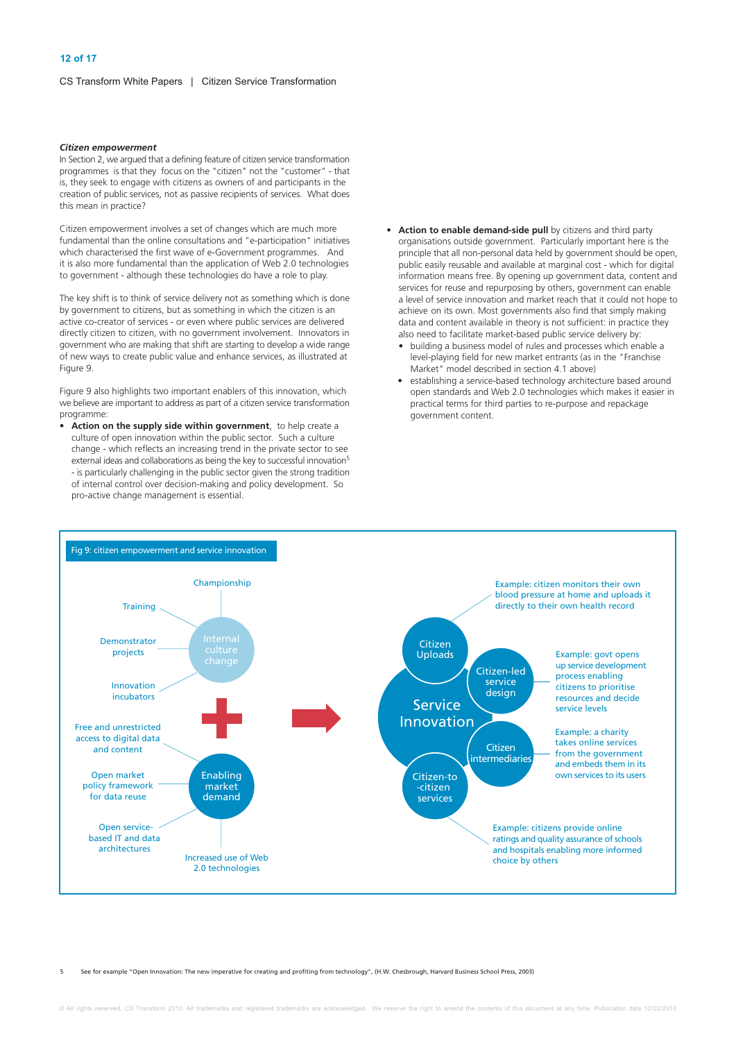*Citizen empowerment*

In Section 2, we argued that a defining feature of citizen service transformation programmes is that they focus on the "citizen" not the "customer" - that is, they seek to engage with citizens as owners of and participants in the creation of public services, not as passive recipients of services. What does this mean in practice?

Citizen empowerment involves a set of changes which are much more fundamental than the online consultations and "e-participation" initiatives which characterised the first wave of e-Government programmes. And it is also more fundamental than the application of Web 2.0 technologies to government - although these technologies do have a role to play.

The key shift is to think of service delivery not as something which is done by government to citizens, but as something in which the citizen is an active co-creator of services - or even where public services are delivered directly citizen to citizen, with no government involvement. Innovators in government who are making that shift are starting to develop a wide range of new ways to create public value and enhance services, as illustrated at Figure 9.

Figure 9 also highlights two important enablers of this innovation, which we believe are important to address as part of a citizen service transformation programme:

- **Action on the supply side within government**, to help create a culture of open innovation within the public sector. Such a culture change - which reflects an increasing trend in the private sector to see external ideas and collaborations as being the key to successful innovation[5] - is particularly challenging in the public sector given the strong tradition of internal control over decision-making and policy development. So pro-active change management is essential.
- **Action to enable demand-side pull** by citizens and third party organisations outside government. Particularly important here is the principle that all non-personal data held by government should be open, public easily reusable and available at marginal cost - which for digital information means free. By opening up government data, content and services for reuse and repurposing by others, government can enable a level of service innovation and market reach that it could not hope to achieve on its own. Most governments also find that simply making data and content available in theory is not sufficient: in practice they also need to facilitate market-based public service delivery by:
  - building a business model of rules and processes which enable a level-playing field for new market entrants (as in the "Franchise Market" model described in section 4.1 above)
  - establishing a service-based technology architecture based around open standards and Web 2.0 technologies which makes it easier in practical terms for third parties to re-purpose and repackage government content.

Fig 9: citizen empowerment and service innovation

Internal culture change: Championship; Training; Demonstrator projects; Innovation incubators

\+

Enabling market demand: Free and unrestricted access to digital data and content; Open market policy framework for data reuse; Open service-based IT and data architectures; Increased use of Web 2.0 technologies

→

Service Innovation:

- Citizen Uploads — Example: citizen monitors their own blood pressure at home and uploads it directly to their own health record
- Citizen-led service design — Example: govt opens up service development process enabling citizens to prioritise resources and decide service levels
- Citizen intermediaries — Example: a charity takes online services from the government and embeds them in its own services to its users
- Citizen-to-citizen services — Example: citizens provide online ratings and quality assurance of schools and hospitals enabling more informed choice by others

5 See for example "Open Innovation: The new imperative for creating and profiting from technology", (H.W. Chesbrough, Harvard Business School Press, 2003)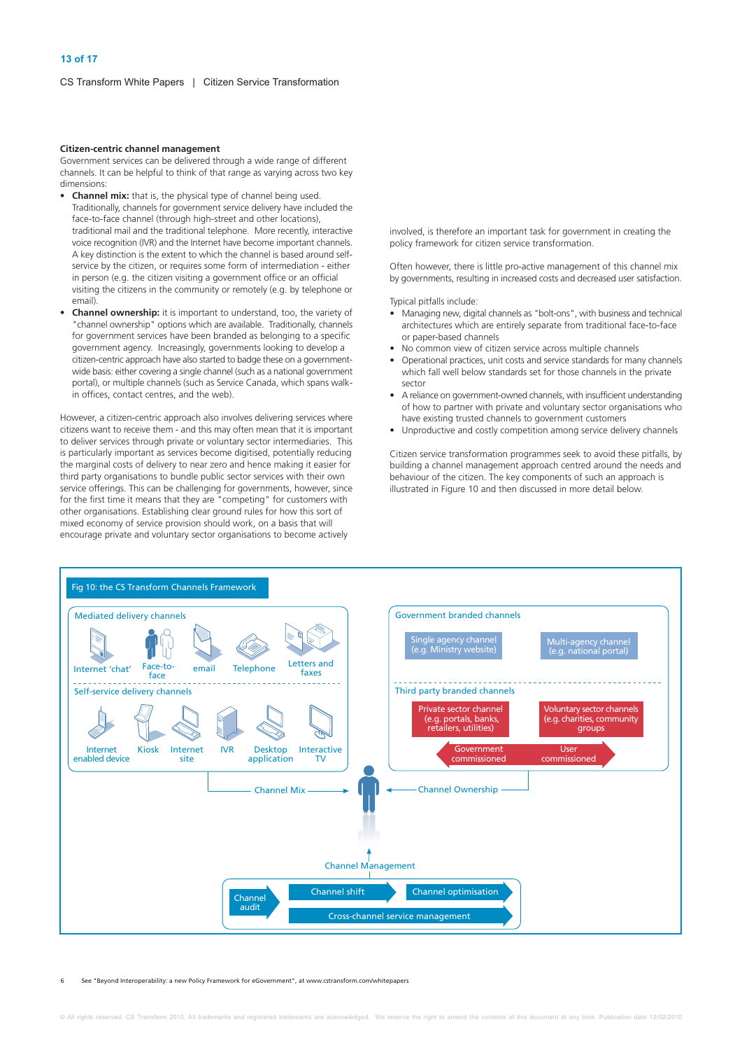### Citizen-centric channel management

Government services can be delivered through a wide range of different channels. It can be helpful to think of that range as varying across two key dimensions:

- **Channel mix:** that is, the physical type of channel being used. Traditionally, channels for government service delivery have included the face-to-face channel (through high-street and other locations), traditional mail and the traditional telephone. More recently, interactive voice recognition (IVR) and the Internet have become important channels. A key distinction is the extent to which the channel is based around self-service by the citizen, or requires some form of intermediation - either in person (e.g. the citizen visiting a government office or an official visiting the citizens in the community or remotely (e.g. by telephone or email).
- **Channel ownership:** it is important to understand, too, the variety of "channel ownership" options which are available. Traditionally, channels for government services have been branded as belonging to a specific government agency. Increasingly, governments looking to develop a citizen-centric approach have also started to badge those on a government-wide basis: either covering a single channel (such as a national government portal), or multiple channels (such as Service Canada, which spans walk-in offices, contact centres, and the web).

However, a citizen-centric approach also involves delivering services where citizens want to receive them - and this may often mean that it is important to deliver services through private or voluntary sector intermediaries. This is particularly important as services become digitised, potentially reducing the marginal costs of delivery to near zero and hence making it easier for third party organisations to bundle public sector services with their own service offerings. This can be challenging for governments, however, since for the first time it means that they are "competing" for customers with other organisations. Establishing clear ground rules for how this sort of mixed economy of service provision should work, on a basis that will encourage private and voluntary sector organisations to become actively involved, is therefore an important task for government in creating the policy framework for citizen service transformation.

Often however, there is little pro-active management of this channel mix by governments, resulting in increased costs and decreased user satisfaction.

Typical pitfalls include:

- Managing new, digital channels as "bolt-ons", with business and technical architectures which are entirely separate from traditional face-to-face or paper-based channels
- No common view of citizen service across multiple channels
- Operational practices, unit costs and service standards for many channels which fall well below standards set for those channels in the private sector
- A reliance on government-owned channels, with insufficient understanding of how to partner with private and voluntary sector organisations who have existing trusted channels to government customers
- Unproductive and costly competition among service delivery channels

Citizen service transformation programmes seek to avoid these pitfalls, by building a channel management approach centred around the needs and behaviour of the citizen. The key components of such an approach is illustrated in Figure 10 and then discussed in more detail below.

Fig 10: the CS Transform Channels Framework

Mediated delivery channels: Internet 'chat', Face-to-face, email, Telephone, Letters and faxes

Self-service delivery channels: Internet enabled device, Kiosk, Internet site, IVR, Desktop application, Interactive TV

Government branded channels: Single agency channel (e.g. Ministry website), Multi-agency channel (e.g. national portal)

Third party branded channels: Private sector channel (e.g. portals, banks, retailers, utilities), Voluntary sector channels (e.g. charities, community groups); Government commissioned, User commissioned

Channel Mix → citizen ← Channel Ownership

Channel Management: Channel audit, Channel shift, Channel optimisation, Cross-channel service management

6 See "Beyond Interoperability: a new Policy Framework for eGovernment", at www.cstransform.com/whitepapers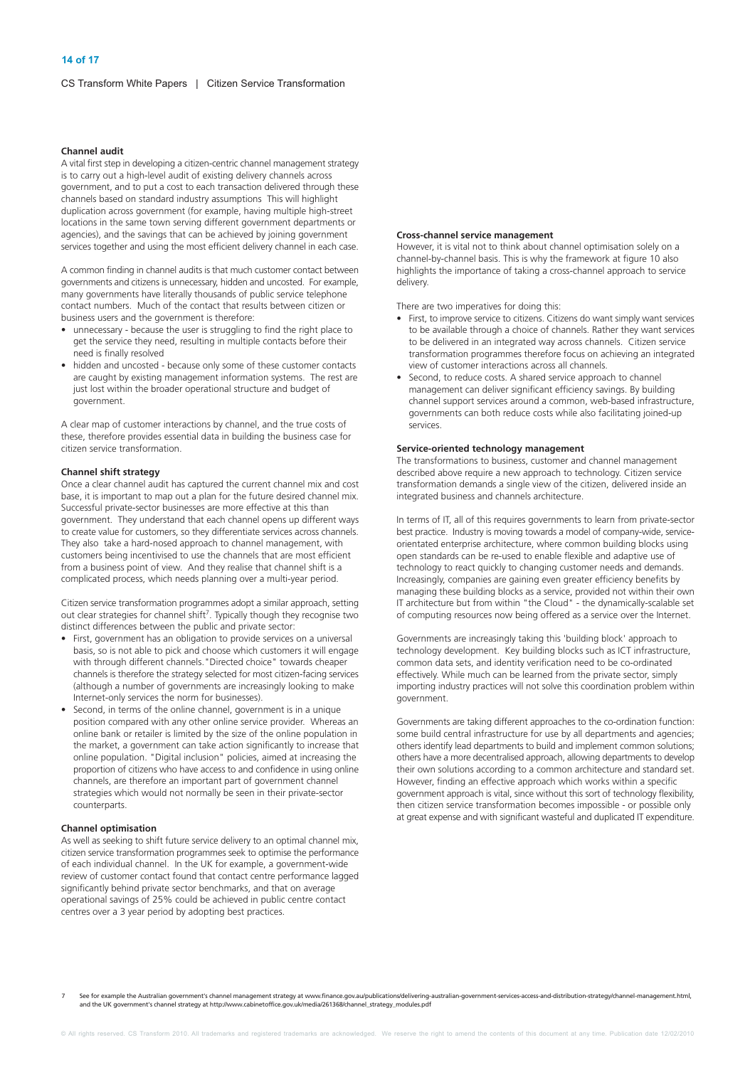**Channel audit**

A vital first step in developing a citizen-centric channel management strategy is to carry out a high-level audit of existing delivery channels across government, and to put a cost to each transaction delivered through these channels based on standard industry assumptions This will highlight duplication across government (for example, having multiple high-street locations in the same town serving different government departments or agencies), and the savings that can be achieved by joining government services together and using the most efficient delivery channel in each case.

A common finding in channel audits is that much customer contact between governments and citizens is unnecessary, hidden and uncosted. For example, many governments have literally thousands of public service telephone contact numbers. Much of the contact that results between citizen or business users and the government is therefore:

- unnecessary - because the user is struggling to find the right place to get the service they need, resulting in multiple contacts before their need is finally resolved
- hidden and uncosted - because only some of these customer contacts are caught by existing management information systems. The rest are just lost within the broader operational structure and budget of government.

A clear map of customer interactions by channel, and the true costs of these, therefore provides essential data in building the business case for citizen service transformation.

**Channel shift strategy**

Once a clear channel audit has captured the current channel mix and cost base, it is important to map out a plan for the future desired channel mix. Successful private-sector businesses are more effective at this than government. They understand that each channel opens up different ways to create value for customers, so they differentiate services across channels. They also take a hard-nosed approach to channel management, with customers being incentivised to use the channels that are most efficient from a business point of view. And they realise that channel shift is a complicated process, which needs planning over a multi-year period.

Citizen service transformation programmes adopt a similar approach, setting out clear strategies for channel shift[7]. Typically though they recognise two distinct differences between the public and private sector:

- First, government has an obligation to provide services on a universal basis, so is not able to pick and choose which customers it will engage with through different channels. "Directed choice" towards cheaper channels is therefore the strategy selected for most citizen-facing services (although a number of governments are increasingly looking to make Internet-only services the norm for businesses).
- Second, in terms of the online channel, government is in a unique position compared with any other online service provider. Whereas an online bank or retailer is limited by the size of the online population in the market, a government can take action significantly to increase that online population. "Digital inclusion" policies, aimed at increasing the proportion of citizens who have access to and confidence in using online channels, are therefore an important part of government channel strategies which would not normally be seen in their private-sector counterparts.

**Channel optimisation**

As well as seeking to shift future service delivery to an optimal channel mix, citizen service transformation programmes seek to optimise the performance of each individual channel. In the UK for example, a government-wide review of customer contact found that contact centre performance lagged significantly behind private sector benchmarks, and that on average operational savings of 25% could be achieved in public centre contact centres over a 3 year period by adopting best practices.

**Cross-channel service management**

However, it is vital not to think about channel optimisation solely on a channel-by-channel basis. This is why the framework at figure 10 also highlights the importance of taking a cross-channel approach to service delivery.

There are two imperatives for doing this:

- First, to improve service to citizens. Citizens do want simply want services to be available through a choice of channels. Rather they want services to be delivered in an integrated way across channels. Citizen service transformation programmes therefore focus on achieving an integrated view of customer interactions across all channels.
- Second, to reduce costs. A shared service approach to channel management can deliver significant efficiency savings. By building channel support services around a common, web-based infrastructure, governments can both reduce costs while also facilitating joined-up services.

**Service-oriented technology management**

The transformations to business, customer and channel management described above require a new approach to technology. Citizen service transformation demands a single view of the citizen, delivered inside an integrated business and channels architecture.

In terms of IT, all of this requires governments to learn from private-sector best practice. Industry is moving towards a model of company-wide, service-orientated enterprise architecture, where common building blocks using open standards can be re-used to enable flexible and adaptive use of technology to react quickly to changing customer needs and demands. Increasingly, companies are gaining even greater efficiency benefits by managing these building blocks as a service, provided not within their own IT architecture but from within "the Cloud" - the dynamically-scalable set of computing resources now being offered as a service over the Internet.

Governments are increasingly taking this 'building block' approach to technology development. Key building blocks such as ICT infrastructure, common data sets, and identity verification need to be co-ordinated effectively. While much can be learned from the private sector, simply importing industry practices will not solve this coordination problem within government.

Governments are taking different approaches to the co-ordination function: some build central infrastructure for use by all departments and agencies; others identify lead departments to build and implement common solutions; others have a more decentralised approach, allowing departments to develop their own solutions according to a common architecture and standard set. However, finding an effective approach which works within a specific government approach is vital, since without this sort of technology flexibility, then citizen service transformation becomes impossible - or possible only at great expense and with significant wasteful and duplicated IT expenditure.

7 See for example the Australian government's channel management strategy at www.finance.gov.au/publications/delivering-australian-government-services-access-and-distribution-strategy/channel-management.html, and the UK government's channel strategy at http://www.cabinetoffice.gov.uk/media/261368/channel_strategy_modules.pdf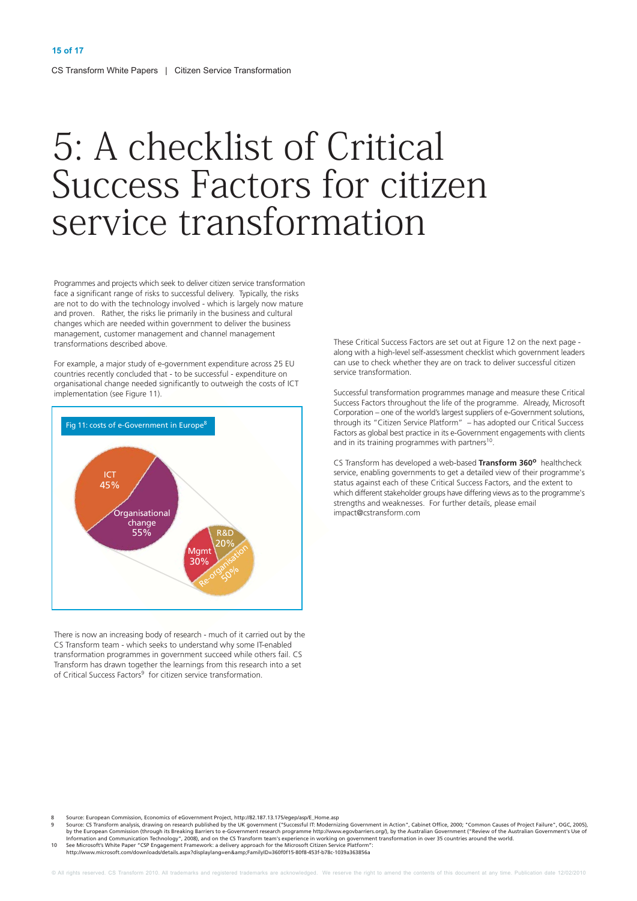# 5: A checklist of Critical Success Factors for citizen service transformation

Programmes and projects which seek to deliver citizen service transformation face a significant range of risks to successful delivery. Typically, the risks are not to do with the technology involved - which is largely now mature and proven. Rather, the risks lie primarily in the business and cultural changes which are needed within government to deliver the business management, customer management and channel management transformations described above.

For example, a major study of e-government expenditure across 25 EU countries recently concluded that - to be successful - expenditure on organisational change needed significantly to outweigh the costs of ICT implementation (see Figure 11).

Fig 11: costs of e-Government in Europe[8]

ICT 45%

Organisational change 55%

R&D 20%

Mgmt 30%

Re-organisation 50%

There is now an increasing body of research - much of it carried out by the CS Transform team - which seeks to understand why some IT-enabled transformation programmes in government succeed while others fail. CS Transform has drawn together the learnings from this research into a set of Critical Success Factors[9] for citizen service transformation.

These Critical Success Factors are set out at Figure 12 on the next page - along with a high-level self-assessment checklist which government leaders can use to check whether they are on track to deliver successful citizen service transformation.

Successful transformation programmes manage and measure these Critical Success Factors throughout the life of the programme. Already, Microsoft Corporation – one of the world's largest suppliers of e-Government solutions, through its "Citizen Service Platform" – has adopted our Critical Success Factors as global best practice in its e-Government engagements with clients and in its training programmes with partners[10].

CS Transform has developed a web-based **Transform 360º** healthcheck service, enabling governments to get a detailed view of their programme's status against each of these Critical Success Factors, and the extent to which different stakeholder groups have differing views as to the programme's strengths and weaknesses. For further details, please email impact@cstransform.com

8 Source: European Commission, Economics of eGovernment Project, http://82.187.13.175/egep/asp/E_Home.asp

9 Source: CS Transform analysis, drawing on research published by the UK government ("Successful IT: Modernizing Government in Action", Cabinet Office, 2000; "Common Causes of Project Failure", OGC, 2005), by the European Commission (through its Breaking Barriers to e-Government research programme http://www.egovbarriers.org/), by the Australian Government ("Review of the Australian Government's Use of Information and Communication Technology", 2008), and on the CS Transform team's experience in working on government transformation in over 35 countries around the world.

10 See Microsoft's White Paper "CSP Engagement Framework: a delivery approach for the Microsoft Citizen Service Platform": http://www.microsoft.com/downloads/details.aspx?displaylang=en&amp;FamilyID=360f0f15-80f8-453f-b78c-1039a363856a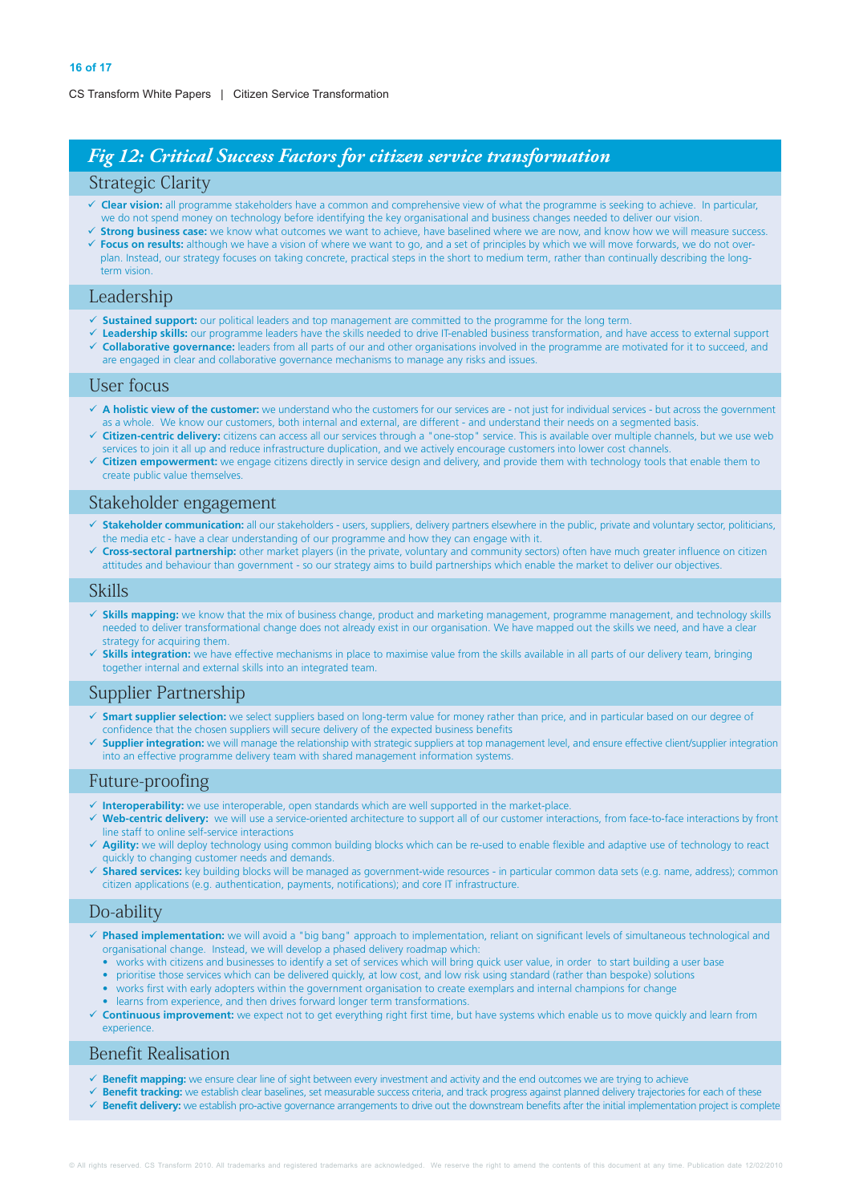## *Fig 12: Critical Success Factors for citizen service transformation*

### Strategic Clarity

- ✓ **Clear vision:** all programme stakeholders have a common and comprehensive view of what the programme is seeking to achieve. In particular, we do not spend money on technology before identifying the key organisational and business changes needed to deliver our vision.
- ✓ **Strong business case:** we know what outcomes we want to achieve, have baselined where we are now, and know how we will measure success.
- ✓ **Focus on results:** although we have a vision of where we want to go, and a set of principles by which we will move forwards, we do not over-plan. Instead, our strategy focuses on taking concrete, practical steps in the short to medium term, rather than continually describing the long-term vision.

### Leadership

- ✓ **Sustained support:** our political leaders and top management are committed to the programme for the long term.
- ✓ **Leadership skills:** our programme leaders have the skills needed to drive IT-enabled business transformation, and have access to external support
- ✓ **Collaborative governance:** leaders from all parts of our and other organisations involved in the programme are motivated for it to succeed, and are engaged in clear and collaborative governance mechanisms to manage any risks and issues.

### User focus

- ✓ **A holistic view of the customer:** we understand who the customers for our services are - not just for individual services - but across the government as a whole. We know our customers, both internal and external, are different - and understand their needs on a segmented basis.
- ✓ **Citizen-centric delivery:** citizens can access all our services through a "one-stop" service. This is available over multiple channels, but we use web services to join it all up and reduce infrastructure duplication, and we actively encourage customers into lower cost channels.
- ✓ **Citizen empowerment:** we engage citizens directly in service design and delivery, and provide them with technology tools that enable them to create public value themselves.

### Stakeholder engagement

- ✓ **Stakeholder communication:** all our stakeholders - users, suppliers, delivery partners elsewhere in the public, private and voluntary sector, politicians, the media etc - have a clear understanding of our programme and how they can engage with it.
- ✓ **Cross-sectoral partnership:** other market players (in the private, voluntary and community sectors) often have much greater influence on citizen attitudes and behaviour than government - so our strategy aims to build partnerships which enable the market to deliver our objectives.

### Skills

- ✓ **Skills mapping:** we know that the mix of business change, product and marketing management, programme management, and technology skills needed to deliver transformational change does not already exist in our organisation. We have mapped out the skills we need, and have a clear strategy for acquiring them.
- ✓ **Skills integration:** we have effective mechanisms in place to maximise value from the skills available in all parts of our delivery team, bringing together internal and external skills into an integrated team.

### Supplier Partnership

- ✓ **Smart supplier selection:** we select suppliers based on long-term value for money rather than price, and in particular based on our degree of confidence that the chosen suppliers will secure delivery of the expected business benefits
- ✓ **Supplier integration:** we will manage the relationship with strategic suppliers at top management level, and ensure effective client/supplier integration into an effective programme delivery team with shared management information systems.

### Future-proofing

- ✓ **Interoperability:** we use interoperable, open standards which are well supported in the market-place.
- ✓ **Web-centric delivery:** we will use a service-oriented architecture to support all of our customer interactions, from face-to-face interactions by front line staff to online self-service interactions
- ✓ **Agility:** we will deploy technology using common building blocks which can be re-used to enable flexible and adaptive use of technology to react quickly to changing customer needs and demands.
- ✓ **Shared services:** key building blocks will be managed as government-wide resources - in particular common data sets (e.g. name, address); common citizen applications (e.g. authentication, payments, notifications); and core IT infrastructure.

### Do-ability

- ✓ **Phased implementation:** we will avoid a "big bang" approach to implementation, reliant on significant levels of simultaneous technological and organisational change. Instead, we will develop a phased delivery roadmap which:
  - works with citizens and businesses to identify a set of services which will bring quick user value, in order to start building a user base
  - prioritise those services which can be delivered quickly, at low cost, and low risk using standard (rather than bespoke) solutions
  - works first with early adopters within the government organisation to create exemplars and internal champions for change
  - learns from experience, and then drives forward longer term transformations.
- ✓ **Continuous improvement:** we expect not to get everything right first time, but have systems which enable us to move quickly and learn from experience.

### Benefit Realisation

- ✓ **Benefit mapping:** we ensure clear line of sight between every investment and activity and the end outcomes we are trying to achieve
- ✓ **Benefit tracking:** we establish clear baselines, set measurable success criteria, and track progress against planned delivery trajectories for each of these
- ✓ **Benefit delivery:** we establish pro-active governance arrangements to drive out the downstream benefits after the initial implementation project is complete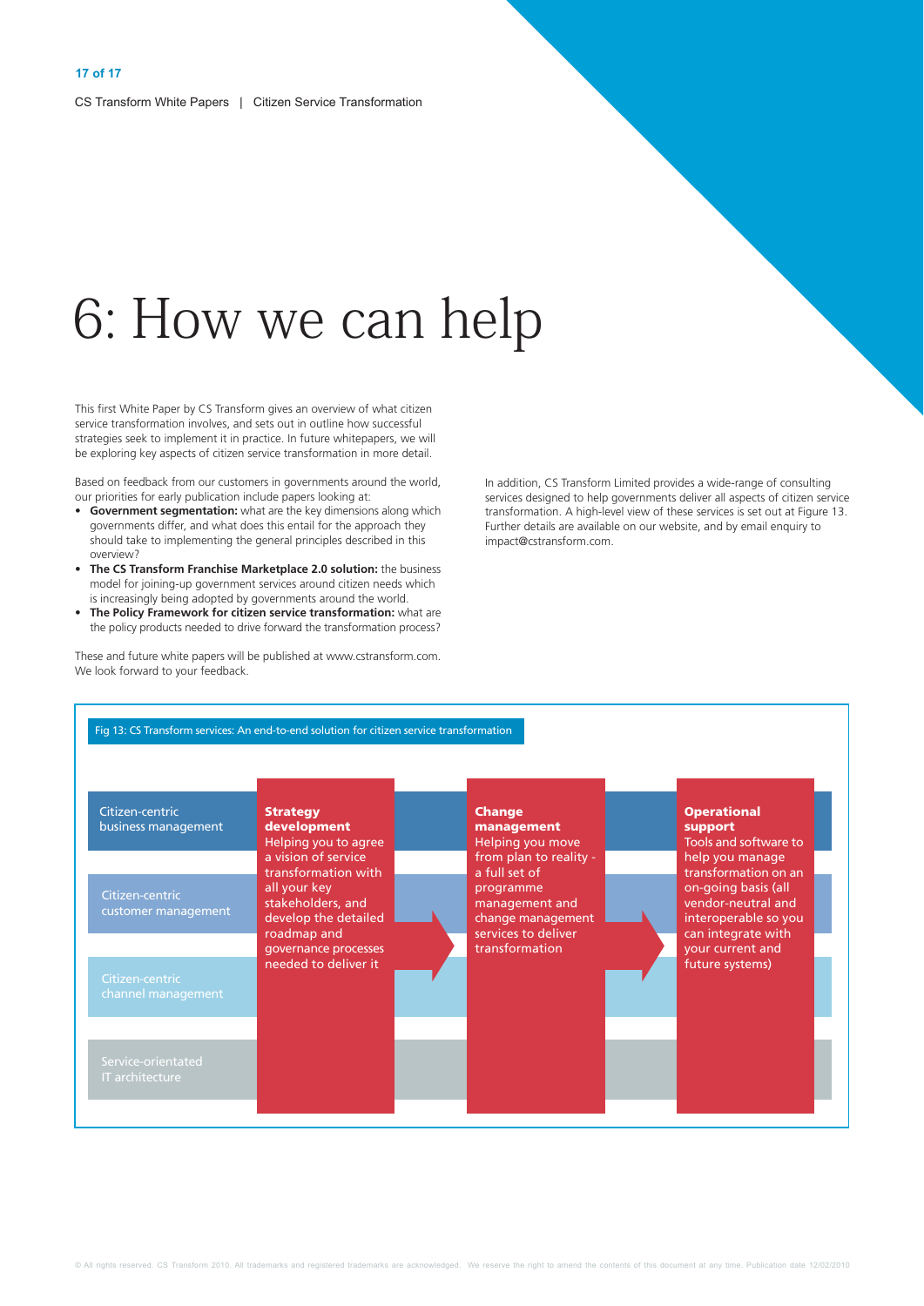# 6: How we can help

This first White Paper by CS Transform gives an overview of what citizen service transformation involves, and sets out in outline how successful strategies seek to implement it in practice. In future whitepapers, we will be exploring key aspects of citizen service transformation in more detail.

Based on feedback from our customers in governments around the world, our priorities for early publication include papers looking at:

- **Government segmentation:** what are the key dimensions along which governments differ, and what does this entail for the approach they should take to implementing the general principles described in this overview?
- **The CS Transform Franchise Marketplace 2.0 solution:** the business model for joining-up government services around citizen needs which is increasingly being adopted by governments around the world.
- **The Policy Framework for citizen service transformation:** what are the policy products needed to drive forward the transformation process?

These and future white papers will be published at www.cstransform.com. We look forward to your feedback.

In addition, CS Transform Limited provides a wide-range of consulting services designed to help governments deliver all aspects of citizen service transformation. A high-level view of these services is set out at Figure 13. Further details are available on our website, and by email enquiry to impact@cstransform.com.

Fig 13: CS Transform services: An end-to-end solution for citizen service transformation

| | Strategy development | Change management | Operational support |
|---|---|---|---|
| Citizen-centric business management<br>Citizen-centric customer management<br>Citizen-centric channel management<br>Service-orientated IT architecture | Helping you to agree a vision of service transformation with all your key stakeholders, and develop the detailed roadmap and governance processes needed to deliver it | Helping you move from plan to reality - a full set of programme management and change management services to deliver transformation | Tools and software to help you manage transformation on an on-going basis (all vendor-neutral and interoperable so you can integrate with your current and future systems) |

© All rights reserved. CS Transform 2010. All trademarks and registered trademarks are acknowledged. We reserve the right to amend the contents of this document at any time. Publication date 12/02/2010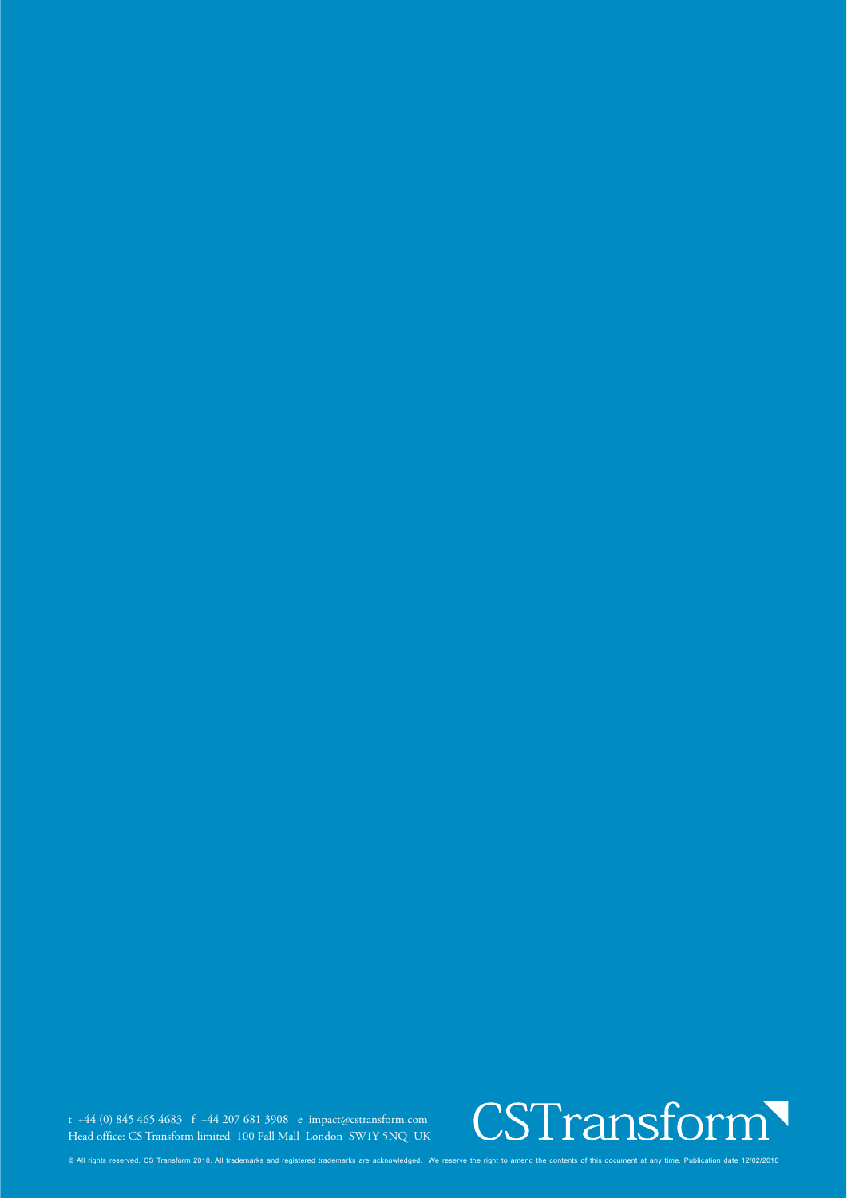t +44 (0) 845 465 4683 f +44 207 681 3908 e impact@cstransform.com
Head office: CS Transform limited 100 Pall Mall London SW1Y 5NQ UK

CSTransform

© All rights reserved. CS Transform 2010. All trademarks and registered trademarks are acknowledged. We reserve the right to amend the contents of this document at any time. Publication date 12/02/2010